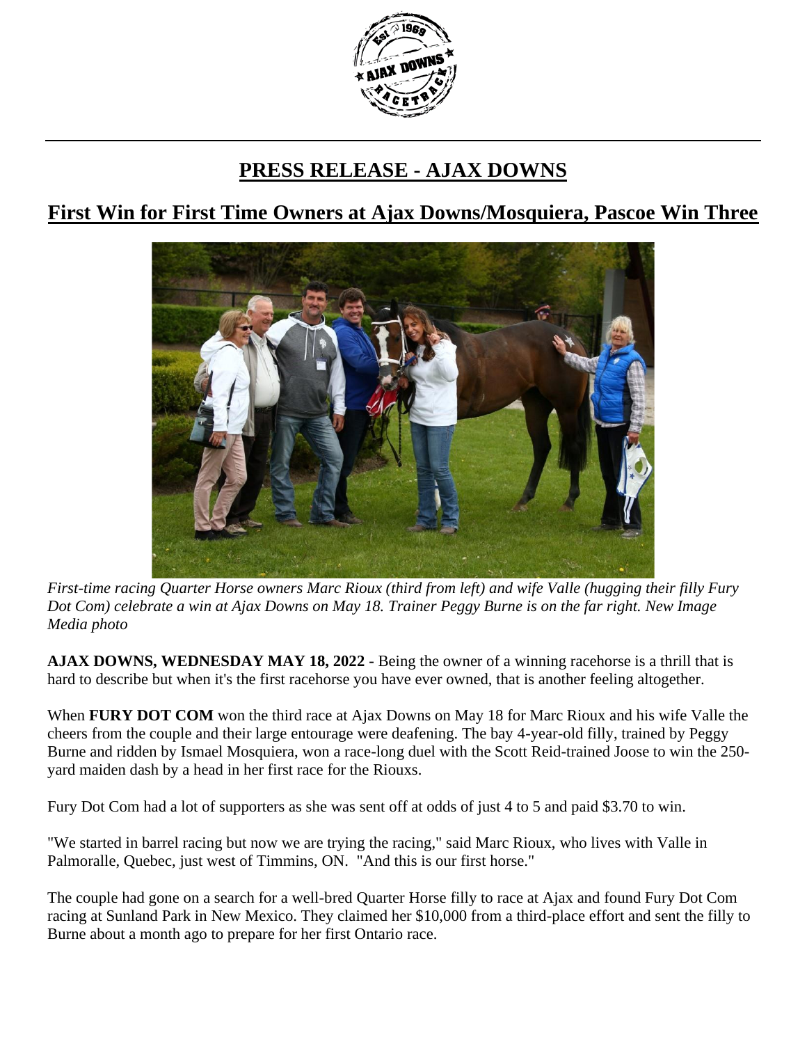## PRESS RELEASE - AJAX DOWNS

## First Win for First Time Owners at Ajax Downs/Mosquiera, Pascoe Win Three

*First-time racing Quarter Horse owners Marc Rioux (third from left) and wife Valle (hugging their filly Fury Dot Com) celebrate a win at Ajax Downs on May 18. Trainer Peggy Burne is on the far right. New Image Media photo*

**AJAX DOWNS, WEDNESDAY MAY 18, 2022 -** Being the owner of a winning racehorse is a thrill that is hard to describe but when it's the first racehorse you have ever owned, that is another feeling altogether.

When **FURY DOT COM** won the third race at Ajax Downs on May 18 for Marc Rioux and his wife Valle the cheers from the couple and their large entourage were deafening. The bay 4-year-old filly, trained by Peggy Burne and ridden by Ismael Mosquiera, won a race-long duel with the Scott Reid-trained Joose to win the 250-yard maiden dash by a head in her first race for the Riouxs.

Fury Dot Com had a lot of supporters as she was sent off at odds of just 4 to 5 and paid $3.70 to win.

"We started in barrel racing but now we are trying the racing," said Marc Rioux, who lives with Valle in Palmoralle, Quebec, just west of Timmins, ON. "And this is our first horse."

The couple had gone on a search for a well-bred Quarter Horse filly to race at Ajax and found Fury Dot Com racing at Sunland Park in New Mexico. They claimed her $10,000 from a third-place effort and sent the filly to Burne about a month ago to prepare for her first Ontario race.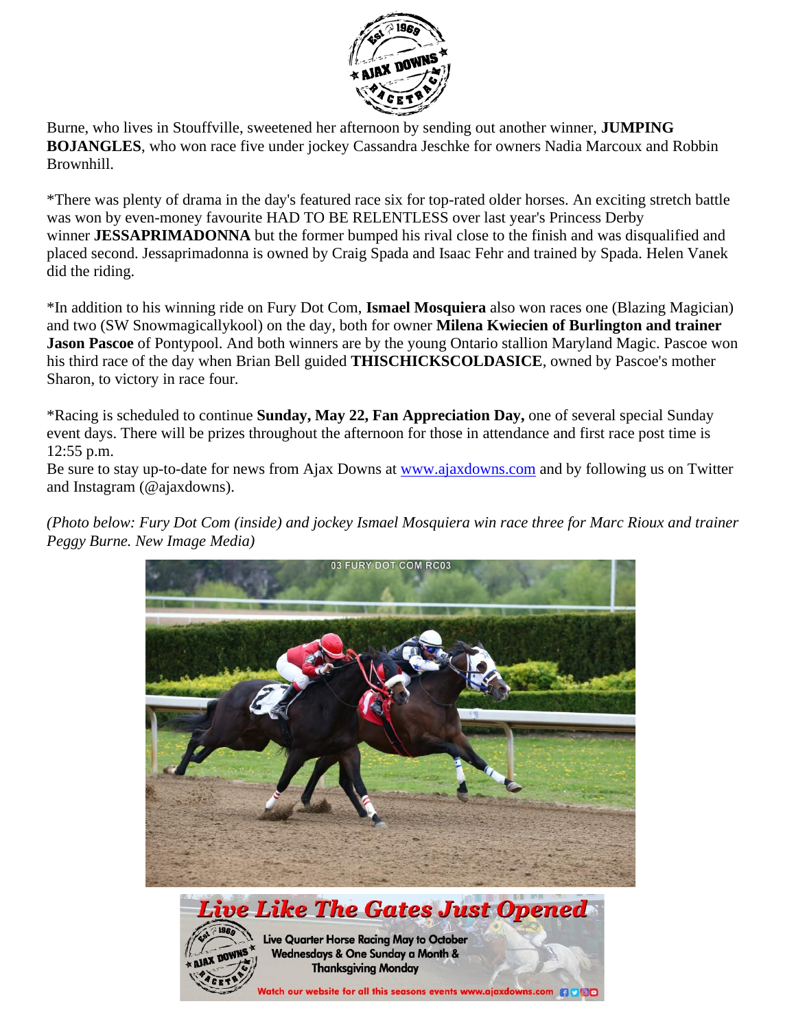Burne, who lives in Stouffville, sweetened her afternoon by sending out another winner, **JUMPING BOJANGLES**, who won race five under jockey Cassandra Jeschke for owners Nadia Marcoux and Robbin Brownhill.

*There was plenty of drama in the day's featured race six for top-rated older horses. An exciting stretch battle was won by even-money favourite HAD TO BE RELENTLESS over last year's Princess Derby winner **JESSAPRIMADONNA** but the former bumped his rival close to the finish and was disqualified and placed second. Jessaprimadonna is owned by Craig Spada and Isaac Fehr and trained by Spada. Helen Vanek did the riding.

*In addition to his winning ride on Fury Dot Com, **Ismael Mosquiera** also won races one (Blazing Magician) and two (SW Snowmagicallykool) on the day, both for owner **Milena Kwiecien of Burlington and trainer Jason Pascoe** of Pontypool. And both winners are by the young Ontario stallion Maryland Magic. Pascoe won his third race of the day when Brian Bell guided **THISCHICKSCOLDASICE**, owned by Pascoe's mother Sharon, to victory in race four.

*Racing is scheduled to continue **Sunday, May 22, Fan Appreciation Day,** one of several special Sunday event days. There will be prizes throughout the afternoon for those in attendance and first race post time is 12:55 p.m.
Be sure to stay up-to-date for news from Ajax Downs at [www.ajaxdowns.com](http://www.ajaxdowns.com) and by following us on Twitter and Instagram (@ajaxdowns).

*(Photo below: Fury Dot Com (inside) and jockey Ismael Mosquiera win race three for Marc Rioux and trainer Peggy Burne. New Image Media)*